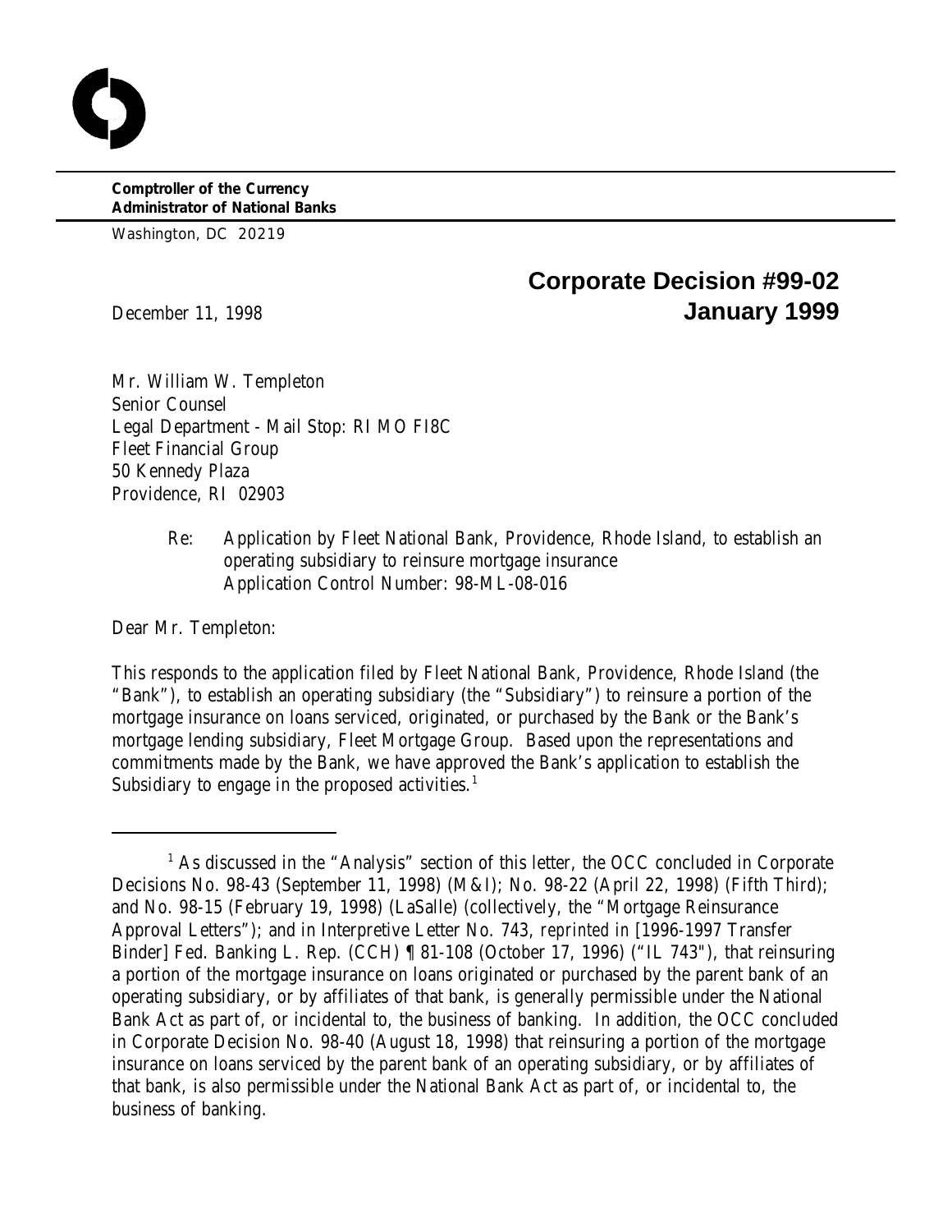**Comptroller of the Currency**
**Administrator of National Banks**

Washington, DC 20219

# Corporate Decision #99-02
# January 1999

December 11, 1998

Mr. William W. Templeton
Senior Counsel
Legal Department - Mail Stop: RI MO FI8C
Fleet Financial Group
50 Kennedy Plaza
Providence, RI 02903

> Re: Application by Fleet National Bank, Providence, Rhode Island, to establish an operating subsidiary to reinsure mortgage insurance
> Application Control Number: 98-ML-08-016

Dear Mr. Templeton:

This responds to the application filed by Fleet National Bank, Providence, Rhode Island (the "Bank"), to establish an operating subsidiary (the "Subsidiary") to reinsure a portion of the mortgage insurance on loans serviced, originated, or purchased by the Bank or the Bank's mortgage lending subsidiary, Fleet Mortgage Group. Based upon the representations and commitments made by the Bank, we have approved the Bank's application to establish the Subsidiary to engage in the proposed activities.[1]

---

[1] As discussed in the "Analysis" section of this letter, the OCC concluded in Corporate Decisions No. 98-43 (September 11, 1998) (M&I); No. 98-22 (April 22, 1998) (Fifth Third); and No. 98-15 (February 19, 1998) (LaSalle) (collectively, the "Mortgage Reinsurance Approval Letters"); and in Interpretive Letter No. 743, *reprinted in* [1996-1997 Transfer Binder] Fed. Banking L. Rep. (CCH) ¶ 81-108 (October 17, 1996) ("IL 743"), that reinsuring a portion of the mortgage insurance on loans originated or purchased by the parent bank of an operating subsidiary, or by affiliates of that bank, is generally permissible under the National Bank Act as part of, or incidental to, the business of banking. In addition, the OCC concluded in Corporate Decision No. 98-40 (August 18, 1998) that reinsuring a portion of the mortgage insurance on loans serviced by the parent bank of an operating subsidiary, or by affiliates of that bank, is also permissible under the National Bank Act as part of, or incidental to, the business of banking.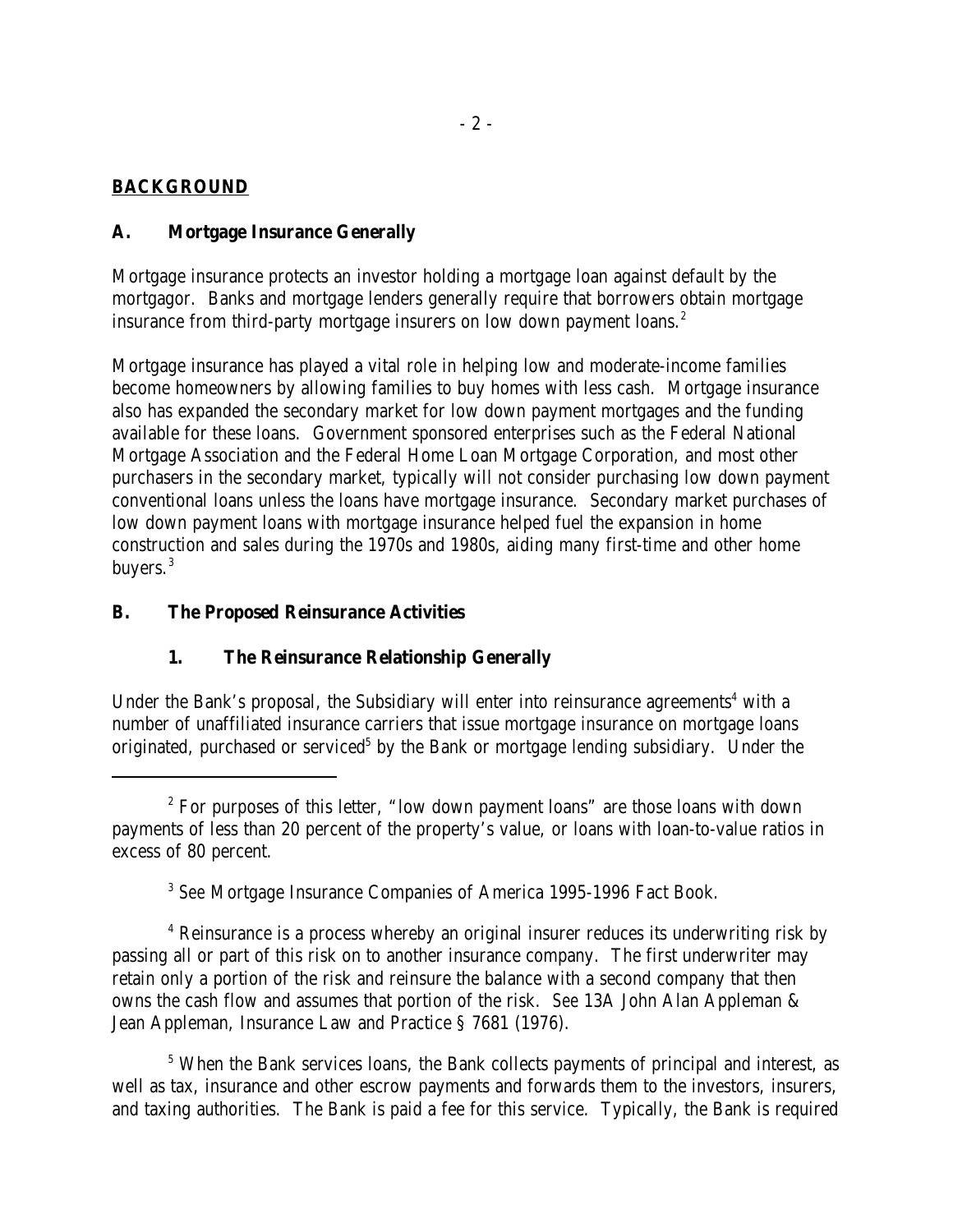## BACKGROUND

### A. Mortgage Insurance Generally

Mortgage insurance protects an investor holding a mortgage loan against default by the mortgagor. Banks and mortgage lenders generally require that borrowers obtain mortgage insurance from third-party mortgage insurers on low down payment loans.[2]

Mortgage insurance has played a vital role in helping low and moderate-income families become homeowners by allowing families to buy homes with less cash. Mortgage insurance also has expanded the secondary market for low down payment mortgages and the funding available for these loans. Government sponsored enterprises such as the Federal National Mortgage Association and the Federal Home Loan Mortgage Corporation, and most other purchasers in the secondary market, typically will not consider purchasing low down payment conventional loans unless the loans have mortgage insurance. Secondary market purchases of low down payment loans with mortgage insurance helped fuel the expansion in home construction and sales during the 1970s and 1980s, aiding many first-time and other home buyers.[3]

### B. The Proposed Reinsurance Activities

#### 1. The Reinsurance Relationship Generally

Under the Bank's proposal, the Subsidiary will enter into reinsurance agreements[4] with a number of unaffiliated insurance carriers that issue mortgage insurance on mortgage loans originated, purchased or serviced[5] by the Bank or mortgage lending subsidiary. Under the

---

[2] For purposes of this letter, "low down payment loans" are those loans with down payments of less than 20 percent of the property's value, or loans with loan-to-value ratios in excess of 80 percent.

[3] *See* Mortgage Insurance Companies of America 1995-1996 Fact Book.

[4] Reinsurance is a process whereby an original insurer reduces its underwriting risk by passing all or part of this risk on to another insurance company. The first underwriter may retain only a portion of the risk and reinsure the balance with a second company that then owns the cash flow and assumes that portion of the risk. *See* 13A John Alan Appleman & Jean Appleman, Insurance Law and Practice § 7681 (1976).

[5] When the Bank services loans, the Bank collects payments of principal and interest, as well as tax, insurance and other escrow payments and forwards them to the investors, insurers, and taxing authorities. The Bank is paid a fee for this service. Typically, the Bank is required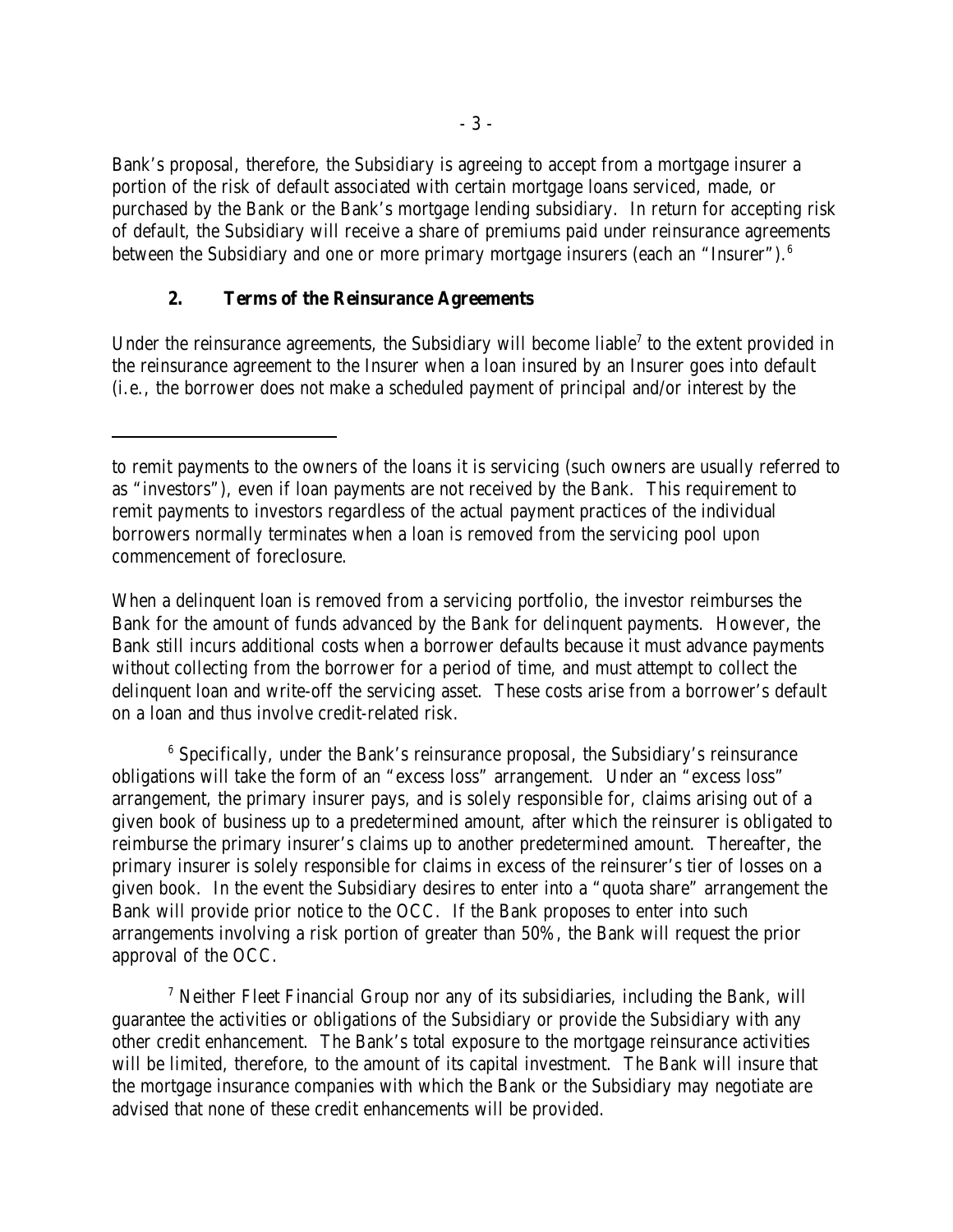Bank's proposal, therefore, the Subsidiary is agreeing to accept from a mortgage insurer a portion of the risk of default associated with certain mortgage loans serviced, made, or purchased by the Bank or the Bank's mortgage lending subsidiary. In return for accepting risk of default, the Subsidiary will receive a share of premiums paid under reinsurance agreements between the Subsidiary and one or more primary mortgage insurers (each an "Insurer").[6]

## 2. Terms of the Reinsurance Agreements

Under the reinsurance agreements, the Subsidiary will become liable[7] to the extent provided in the reinsurance agreement to the Insurer when a loan insured by an Insurer goes into default (i.e., the borrower does not make a scheduled payment of principal and/or interest by the

---

to remit payments to the owners of the loans it is servicing (such owners are usually referred to as "investors"), even if loan payments are not received by the Bank. This requirement to remit payments to investors regardless of the actual payment practices of the individual borrowers normally terminates when a loan is removed from the servicing pool upon commencement of foreclosure.

When a delinquent loan is removed from a servicing portfolio, the investor reimburses the Bank for the amount of funds advanced by the Bank for delinquent payments. However, the Bank still incurs additional costs when a borrower defaults because it must advance payments without collecting from the borrower for a period of time, and must attempt to collect the delinquent loan and write-off the servicing asset. These costs arise from a borrower's default on a loan and thus involve credit-related risk.

[6] Specifically, under the Bank's reinsurance proposal, the Subsidiary's reinsurance obligations will take the form of an "excess loss" arrangement. Under an "excess loss" arrangement, the primary insurer pays, and is solely responsible for, claims arising out of a given book of business up to a predetermined amount, after which the reinsurer is obligated to reimburse the primary insurer's claims up to another predetermined amount. Thereafter, the primary insurer is solely responsible for claims in excess of the reinsurer's tier of losses on a given book. In the event the Subsidiary desires to enter into a "quota share" arrangement the Bank will provide prior notice to the OCC. If the Bank proposes to enter into such arrangements involving a risk portion of greater than 50%, the Bank will request the prior approval of the OCC.

[7] Neither Fleet Financial Group nor any of its subsidiaries, including the Bank, will guarantee the activities or obligations of the Subsidiary or provide the Subsidiary with any other credit enhancement. The Bank's total exposure to the mortgage reinsurance activities will be limited, therefore, to the amount of its capital investment. The Bank will insure that the mortgage insurance companies with which the Bank or the Subsidiary may negotiate are advised that none of these credit enhancements will be provided.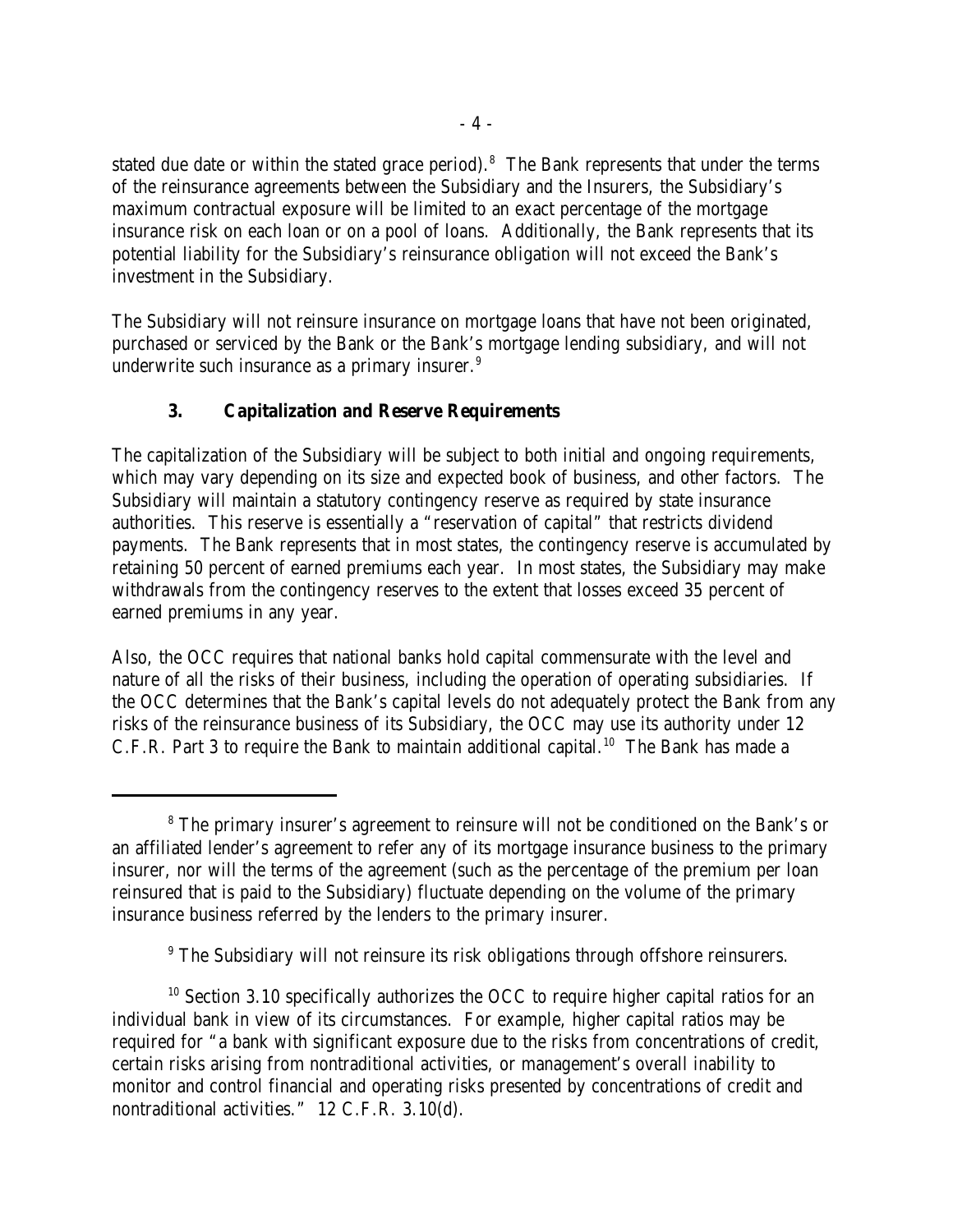stated due date or within the stated grace period).[8] The Bank represents that under the terms of the reinsurance agreements between the Subsidiary and the Insurers, the Subsidiary's maximum contractual exposure will be limited to an exact percentage of the mortgage insurance risk on each loan or on a pool of loans. Additionally, the Bank represents that its potential liability for the Subsidiary's reinsurance obligation will not exceed the Bank's investment in the Subsidiary.

The Subsidiary will not reinsure insurance on mortgage loans that have not been originated, purchased or serviced by the Bank or the Bank's mortgage lending subsidiary, and will not underwrite such insurance as a primary insurer.[9]

### 3. Capitalization and Reserve Requirements

The capitalization of the Subsidiary will be subject to both initial and ongoing requirements, which may vary depending on its size and expected book of business, and other factors. The Subsidiary will maintain a statutory contingency reserve as required by state insurance authorities. This reserve is essentially a "reservation of capital" that restricts dividend payments. The Bank represents that in most states, the contingency reserve is accumulated by retaining 50 percent of earned premiums each year. In most states, the Subsidiary may make withdrawals from the contingency reserves to the extent that losses exceed 35 percent of earned premiums in any year.

Also, the OCC requires that national banks hold capital commensurate with the level and nature of all the risks of their business, including the operation of operating subsidiaries. If the OCC determines that the Bank's capital levels do not adequately protect the Bank from any risks of the reinsurance business of its Subsidiary, the OCC may use its authority under 12 C.F.R. Part 3 to require the Bank to maintain additional capital.[10] The Bank has made a

---

[8] The primary insurer's agreement to reinsure will not be conditioned on the Bank's or an affiliated lender's agreement to refer any of its mortgage insurance business to the primary insurer, nor will the terms of the agreement (such as the percentage of the premium per loan reinsured that is paid to the Subsidiary) fluctuate depending on the volume of the primary insurance business referred by the lenders to the primary insurer.

[9] The Subsidiary will not reinsure its risk obligations through offshore reinsurers.

[10] Section 3.10 specifically authorizes the OCC to require higher capital ratios for an individual bank in view of its circumstances. For example, higher capital ratios may be required for "a bank with significant exposure due to the risks from concentrations of credit, certain risks arising from nontraditional activities, or management's overall inability to monitor and control financial and operating risks presented by concentrations of credit and nontraditional activities." 12 C.F.R. 3.10(d).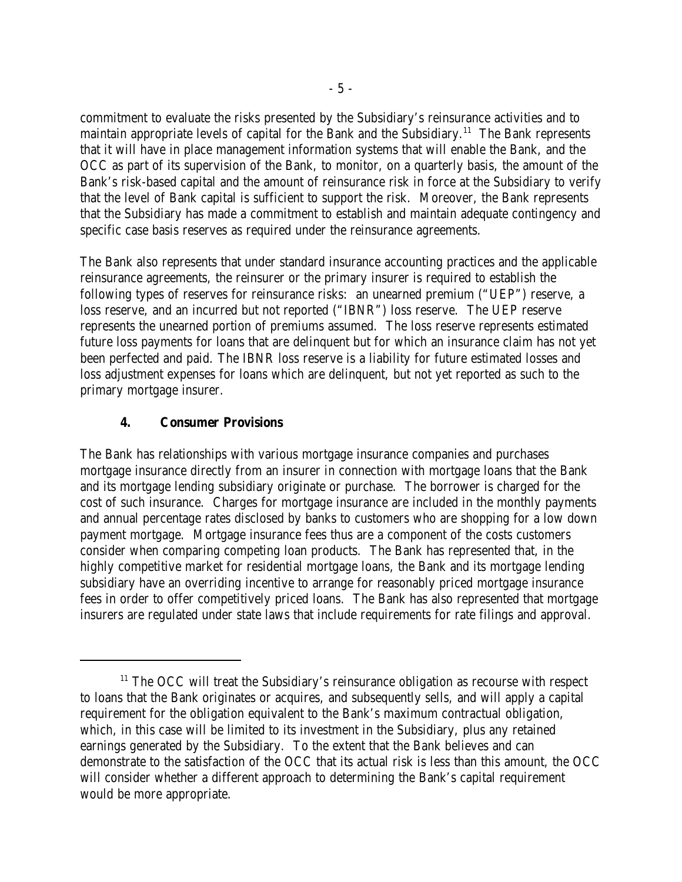commitment to evaluate the risks presented by the Subsidiary's reinsurance activities and to maintain appropriate levels of capital for the Bank and the Subsidiary.[11] The Bank represents that it will have in place management information systems that will enable the Bank, and the OCC as part of its supervision of the Bank, to monitor, on a quarterly basis, the amount of the Bank's risk-based capital and the amount of reinsurance risk in force at the Subsidiary to verify that the level of Bank capital is sufficient to support the risk. Moreover, the Bank represents that the Subsidiary has made a commitment to establish and maintain adequate contingency and specific case basis reserves as required under the reinsurance agreements.

The Bank also represents that under standard insurance accounting practices and the applicable reinsurance agreements, the reinsurer or the primary insurer is required to establish the following types of reserves for reinsurance risks: an unearned premium ("UEP") reserve, a loss reserve, and an incurred but not reported ("IBNR") loss reserve. The UEP reserve represents the unearned portion of premiums assumed. The loss reserve represents estimated future loss payments for loans that are delinquent but for which an insurance claim has not yet been perfected and paid. The IBNR loss reserve is a liability for future estimated losses and loss adjustment expenses for loans which are delinquent, but not yet reported as such to the primary mortgage insurer.

### 4. Consumer Provisions

The Bank has relationships with various mortgage insurance companies and purchases mortgage insurance directly from an insurer in connection with mortgage loans that the Bank and its mortgage lending subsidiary originate or purchase. The borrower is charged for the cost of such insurance. Charges for mortgage insurance are included in the monthly payments and annual percentage rates disclosed by banks to customers who are shopping for a low down payment mortgage. Mortgage insurance fees thus are a component of the costs customers consider when comparing competing loan products. The Bank has represented that, in the highly competitive market for residential mortgage loans, the Bank and its mortgage lending subsidiary have an overriding incentive to arrange for reasonably priced mortgage insurance fees in order to offer competitively priced loans. The Bank has also represented that mortgage insurers are regulated under state laws that include requirements for rate filings and approval.

---

[11] The OCC will treat the Subsidiary's reinsurance obligation as recourse with respect to loans that the Bank originates or acquires, and subsequently sells, and will apply a capital requirement for the obligation equivalent to the Bank's maximum contractual obligation, which, in this case will be limited to its investment in the Subsidiary, plus any retained earnings generated by the Subsidiary. To the extent that the Bank believes and can demonstrate to the satisfaction of the OCC that its actual risk is less than this amount, the OCC will consider whether a different approach to determining the Bank's capital requirement would be more appropriate.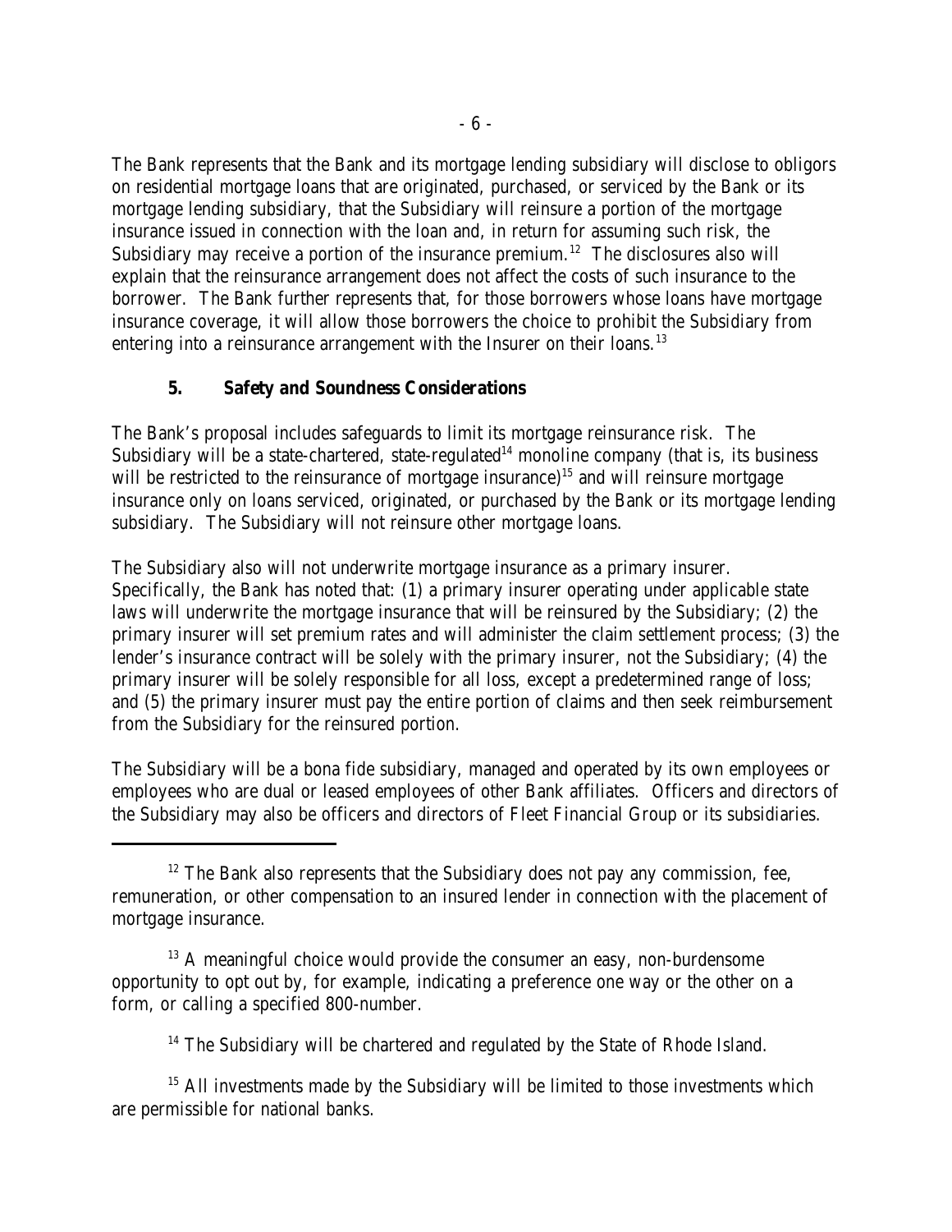The Bank represents that the Bank and its mortgage lending subsidiary will disclose to obligors on residential mortgage loans that are originated, purchased, or serviced by the Bank or its mortgage lending subsidiary, that the Subsidiary will reinsure a portion of the mortgage insurance issued in connection with the loan and, in return for assuming such risk, the Subsidiary may receive a portion of the insurance premium.[12] The disclosures also will explain that the reinsurance arrangement does not affect the costs of such insurance to the borrower. The Bank further represents that, for those borrowers whose loans have mortgage insurance coverage, it will allow those borrowers the choice to prohibit the Subsidiary from entering into a reinsurance arrangement with the Insurer on their loans.[13]

### 5. Safety and Soundness Considerations

The Bank's proposal includes safeguards to limit its mortgage reinsurance risk. The Subsidiary will be a state-chartered, state-regulated[14] monoline company (that is, its business will be restricted to the reinsurance of mortgage insurance)[15] and will reinsure mortgage insurance only on loans serviced, originated, or purchased by the Bank or its mortgage lending subsidiary. The Subsidiary will not reinsure other mortgage loans.

The Subsidiary also will not underwrite mortgage insurance as a primary insurer. Specifically, the Bank has noted that: (1) a primary insurer operating under applicable state laws will underwrite the mortgage insurance that will be reinsured by the Subsidiary; (2) the primary insurer will set premium rates and will administer the claim settlement process; (3) the lender's insurance contract will be solely with the primary insurer, not the Subsidiary; (4) the primary insurer will be solely responsible for all loss, except a predetermined range of loss; and (5) the primary insurer must pay the entire portion of claims and then seek reimbursement from the Subsidiary for the reinsured portion.

The Subsidiary will be a bona fide subsidiary, managed and operated by its own employees or employees who are dual or leased employees of other Bank affiliates. Officers and directors of the Subsidiary may also be officers and directors of Fleet Financial Group or its subsidiaries.

---

[12] The Bank also represents that the Subsidiary does not pay any commission, fee, remuneration, or other compensation to an insured lender in connection with the placement of mortgage insurance.

[13] A meaningful choice would provide the consumer an easy, non-burdensome opportunity to opt out by, for example, indicating a preference one way or the other on a form, or calling a specified 800-number.

[14] The Subsidiary will be chartered and regulated by the State of Rhode Island.

[15] All investments made by the Subsidiary will be limited to those investments which are permissible for national banks.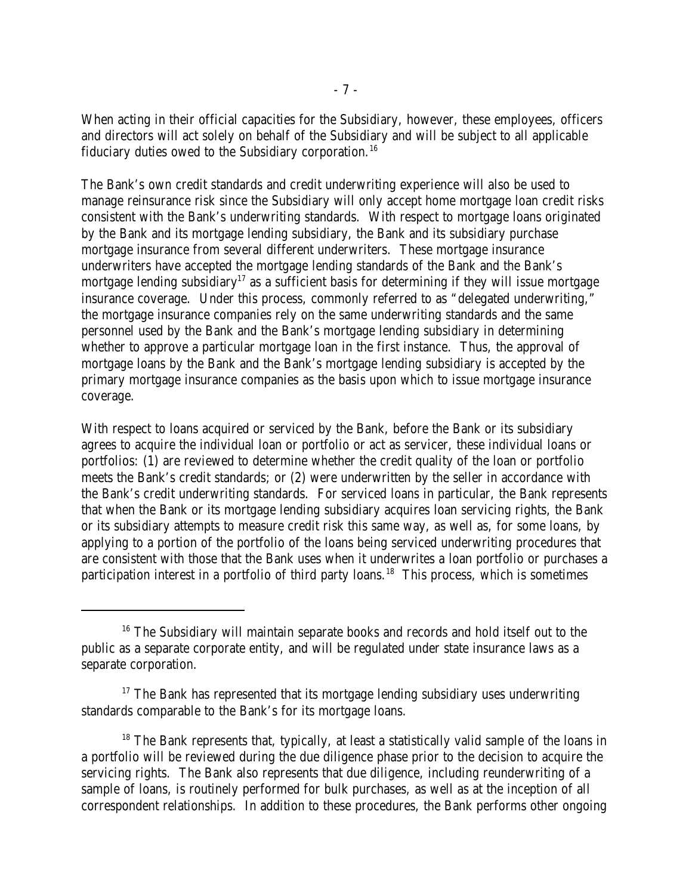When acting in their official capacities for the Subsidiary, however, these employees, officers and directors will act solely on behalf of the Subsidiary and will be subject to all applicable fiduciary duties owed to the Subsidiary corporation.[16]

The Bank's own credit standards and credit underwriting experience will also be used to manage reinsurance risk since the Subsidiary will only accept home mortgage loan credit risks consistent with the Bank's underwriting standards. With respect to mortgage loans originated by the Bank and its mortgage lending subsidiary, the Bank and its subsidiary purchase mortgage insurance from several different underwriters. These mortgage insurance underwriters have accepted the mortgage lending standards of the Bank and the Bank's mortgage lending subsidiary[17] as a sufficient basis for determining if they will issue mortgage insurance coverage. Under this process, commonly referred to as "delegated underwriting," the mortgage insurance companies rely on the same underwriting standards and the same personnel used by the Bank and the Bank's mortgage lending subsidiary in determining whether to approve a particular mortgage loan in the first instance. Thus, the approval of mortgage loans by the Bank and the Bank's mortgage lending subsidiary is accepted by the primary mortgage insurance companies as the basis upon which to issue mortgage insurance coverage.

With respect to loans acquired or serviced by the Bank, before the Bank or its subsidiary agrees to acquire the individual loan or portfolio or act as servicer, these individual loans or portfolios: (1) are reviewed to determine whether the credit quality of the loan or portfolio meets the Bank's credit standards; or (2) were underwritten by the seller in accordance with the Bank's credit underwriting standards. For serviced loans in particular, the Bank represents that when the Bank or its mortgage lending subsidiary acquires loan servicing rights, the Bank or its subsidiary attempts to measure credit risk this same way, as well as, for some loans, by applying to a portion of the portfolio of the loans being serviced underwriting procedures that are consistent with those that the Bank uses when it underwrites a loan portfolio or purchases a participation interest in a portfolio of third party loans.[18] This process, which is sometimes

---

[16] The Subsidiary will maintain separate books and records and hold itself out to the public as a separate corporate entity, and will be regulated under state insurance laws as a separate corporation.

[17] The Bank has represented that its mortgage lending subsidiary uses underwriting standards comparable to the Bank's for its mortgage loans.

[18] The Bank represents that, typically, at least a statistically valid sample of the loans in a portfolio will be reviewed during the due diligence phase prior to the decision to acquire the servicing rights. The Bank also represents that due diligence, including reunderwriting of a sample of loans, is routinely performed for bulk purchases, as well as at the inception of all correspondent relationships. In addition to these procedures, the Bank performs other ongoing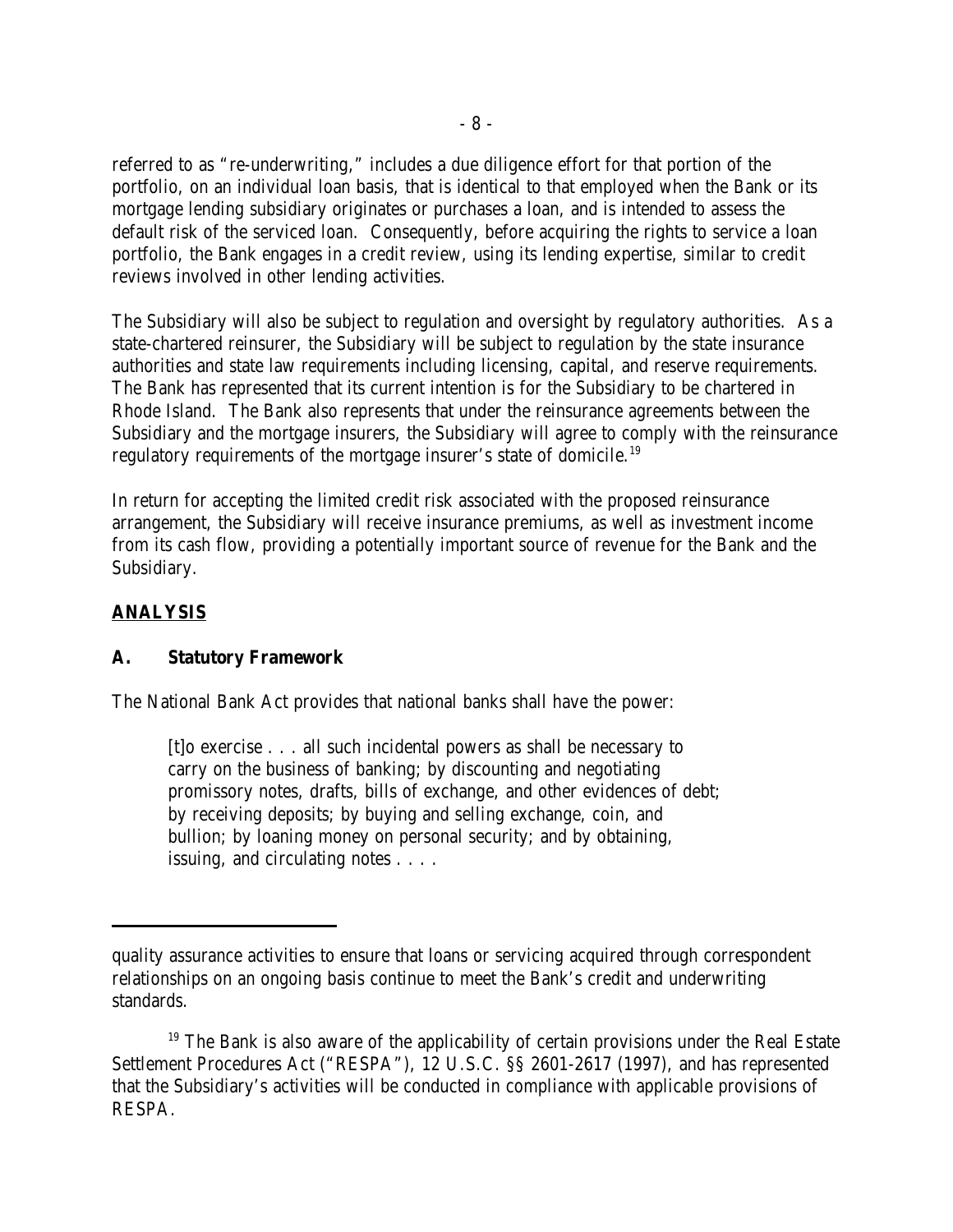referred to as "re-underwriting," includes a due diligence effort for that portion of the portfolio, on an individual loan basis, that is identical to that employed when the Bank or its mortgage lending subsidiary originates or purchases a loan, and is intended to assess the default risk of the serviced loan. Consequently, before acquiring the rights to service a loan portfolio, the Bank engages in a credit review, using its lending expertise, similar to credit reviews involved in other lending activities.

The Subsidiary will also be subject to regulation and oversight by regulatory authorities. As a state-chartered reinsurer, the Subsidiary will be subject to regulation by the state insurance authorities and state law requirements including licensing, capital, and reserve requirements. The Bank has represented that its current intention is for the Subsidiary to be chartered in Rhode Island. The Bank also represents that under the reinsurance agreements between the Subsidiary and the mortgage insurers, the Subsidiary will agree to comply with the reinsurance regulatory requirements of the mortgage insurer's state of domicile.[19]

In return for accepting the limited credit risk associated with the proposed reinsurance arrangement, the Subsidiary will receive insurance premiums, as well as investment income from its cash flow, providing a potentially important source of revenue for the Bank and the Subsidiary.

## ANALYSIS

### A. Statutory Framework

The National Bank Act provides that national banks shall have the power:

> [t]o exercise . . . all such incidental powers as shall be necessary to carry on the business of banking; by discounting and negotiating promissory notes, drafts, bills of exchange, and other evidences of debt; by receiving deposits; by buying and selling exchange, coin, and bullion; by loaning money on personal security; and by obtaining, issuing, and circulating notes . . . .

---

quality assurance activities to ensure that loans or servicing acquired through correspondent relationships on an ongoing basis continue to meet the Bank's credit and underwriting standards.

[19] The Bank is also aware of the applicability of certain provisions under the Real Estate Settlement Procedures Act ("RESPA"), 12 U.S.C. §§ 2601-2617 (1997), and has represented that the Subsidiary's activities will be conducted in compliance with applicable provisions of RESPA.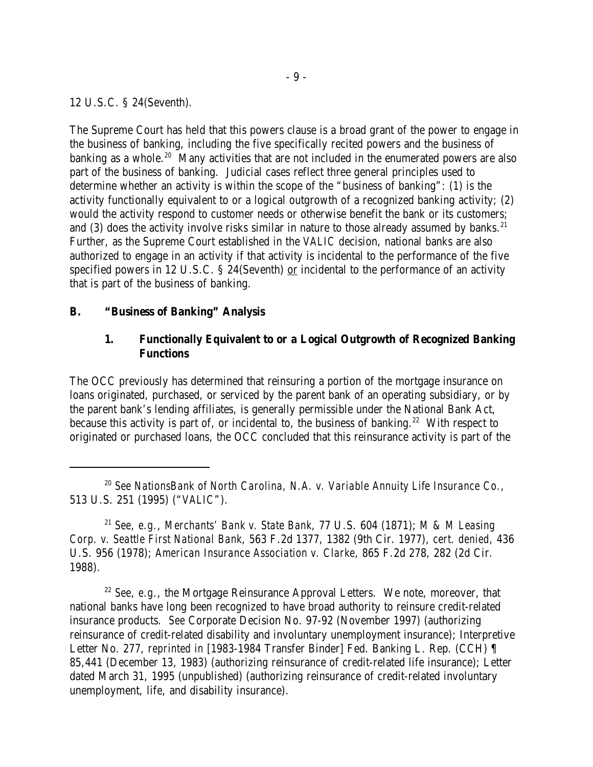12 U.S.C. § 24(Seventh).

The Supreme Court has held that this powers clause is a broad grant of the power to engage in the business of banking, including the five specifically recited powers and the business of banking as a whole.[20] Many activities that are not included in the enumerated powers are also part of the business of banking. Judicial cases reflect three general principles used to determine whether an activity is within the scope of the "business of banking": (1) is the activity functionally equivalent to or a logical outgrowth of a recognized banking activity; (2) would the activity respond to customer needs or otherwise benefit the bank or its customers; and (3) does the activity involve risks similar in nature to those already assumed by banks.[21] Further, as the Supreme Court established in the *VALIC* decision, national banks are also authorized to engage in an activity if that activity is incidental to the performance of the five specified powers in 12 U.S.C. § 24(Seventh) or incidental to the performance of an activity that is part of the business of banking.

## B. "Business of Banking" Analysis

### 1. Functionally Equivalent to or a Logical Outgrowth of Recognized Banking Functions

The OCC previously has determined that reinsuring a portion of the mortgage insurance on loans originated, purchased, or serviced by the parent bank of an operating subsidiary, or by the parent bank's lending affiliates, is generally permissible under the National Bank Act, because this activity is part of, or incidental to, the business of banking.[22] With respect to originated or purchased loans, the OCC concluded that this reinsurance activity is part of the

---

[20] *See NationsBank of North Carolina, N.A. v. Variable Annuity Life Insurance Co.*, 513 U.S. 251 (1995) ("*VALIC*").

[21] *See, e.g.*, *Merchants' Bank v. State Bank*, 77 U.S. 604 (1871); *M & M Leasing Corp. v. Seattle First National Bank*, 563 F.2d 1377, 1382 (9th Cir. 1977), *cert. denied*, 436 U.S. 956 (1978); *American Insurance Association v. Clarke*, 865 F.2d 278, 282 (2d Cir. 1988).

[22] *See, e.g.*, the Mortgage Reinsurance Approval Letters. We note, moreover, that national banks have long been recognized to have broad authority to reinsure credit-related insurance products. *See* Corporate Decision No. 97-92 (November 1997) (authorizing reinsurance of credit-related disability and involuntary unemployment insurance); Interpretive Letter No. 277, *reprinted in* [1983-1984 Transfer Binder] Fed. Banking L. Rep. (CCH) ¶ 85,441 (December 13, 1983) (authorizing reinsurance of credit-related life insurance); Letter dated March 31, 1995 (unpublished) (authorizing reinsurance of credit-related involuntary unemployment, life, and disability insurance).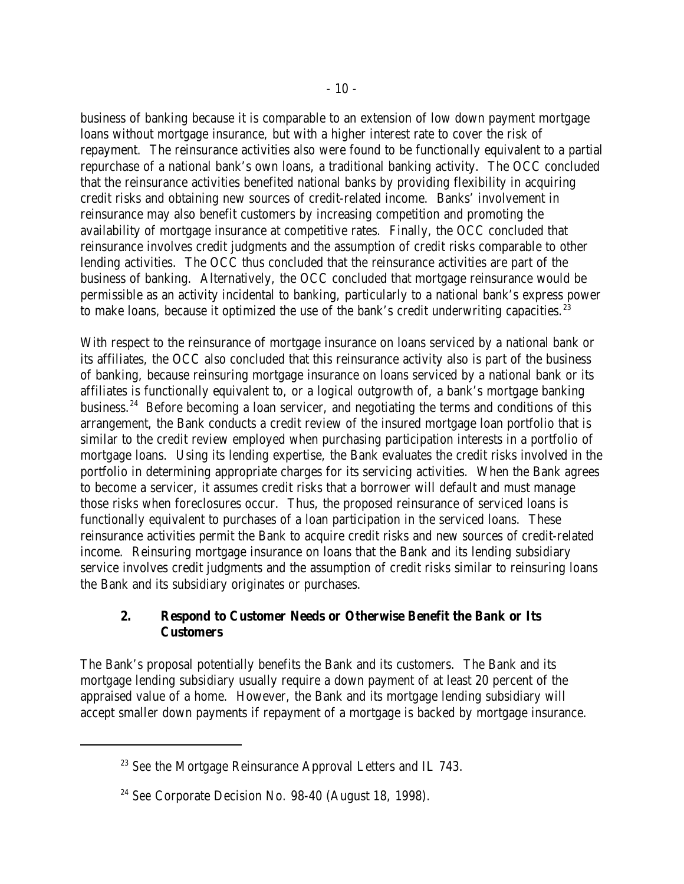business of banking because it is comparable to an extension of low down payment mortgage loans without mortgage insurance, but with a higher interest rate to cover the risk of repayment. The reinsurance activities also were found to be functionally equivalent to a partial repurchase of a national bank's own loans, a traditional banking activity. The OCC concluded that the reinsurance activities benefited national banks by providing flexibility in acquiring credit risks and obtaining new sources of credit-related income. Banks' involvement in reinsurance may also benefit customers by increasing competition and promoting the availability of mortgage insurance at competitive rates. Finally, the OCC concluded that reinsurance involves credit judgments and the assumption of credit risks comparable to other lending activities. The OCC thus concluded that the reinsurance activities are part of the business of banking. Alternatively, the OCC concluded that mortgage reinsurance would be permissible as an activity incidental to banking, particularly to a national bank's express power to make loans, because it optimized the use of the bank's credit underwriting capacities.[23]

With respect to the reinsurance of mortgage insurance on loans serviced by a national bank or its affiliates, the OCC also concluded that this reinsurance activity also is part of the business of banking, because reinsuring mortgage insurance on loans serviced by a national bank or its affiliates is functionally equivalent to, or a logical outgrowth of, a bank's mortgage banking business.[24] Before becoming a loan servicer, and negotiating the terms and conditions of this arrangement, the Bank conducts a credit review of the insured mortgage loan portfolio that is similar to the credit review employed when purchasing participation interests in a portfolio of mortgage loans. Using its lending expertise, the Bank evaluates the credit risks involved in the portfolio in determining appropriate charges for its servicing activities. When the Bank agrees to become a servicer, it assumes credit risks that a borrower will default and must manage those risks when foreclosures occur. Thus, the proposed reinsurance of serviced loans is functionally equivalent to purchases of a loan participation in the serviced loans. These reinsurance activities permit the Bank to acquire credit risks and new sources of credit-related income. Reinsuring mortgage insurance on loans that the Bank and its lending subsidiary service involves credit judgments and the assumption of credit risks similar to reinsuring loans the Bank and its subsidiary originates or purchases.

### 2. Respond to Customer Needs or Otherwise Benefit the Bank or Its Customers

The Bank's proposal potentially benefits the Bank and its customers. The Bank and its mortgage lending subsidiary usually require a down payment of at least 20 percent of the appraised value of a home. However, the Bank and its mortgage lending subsidiary will accept smaller down payments if repayment of a mortgage is backed by mortgage insurance.

---

[23] See the Mortgage Reinsurance Approval Letters and IL 743.

[24] See Corporate Decision No. 98-40 (August 18, 1998).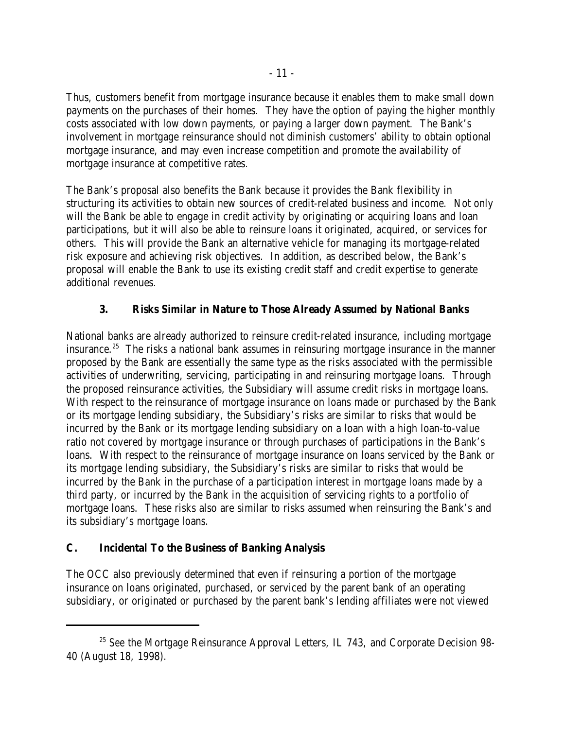Thus, customers benefit from mortgage insurance because it enables them to make small down payments on the purchases of their homes. They have the option of paying the higher monthly costs associated with low down payments, or paying a larger down payment. The Bank's involvement in mortgage reinsurance should not diminish customers' ability to obtain optional mortgage insurance, and may even increase competition and promote the availability of mortgage insurance at competitive rates.

The Bank's proposal also benefits the Bank because it provides the Bank flexibility in structuring its activities to obtain new sources of credit-related business and income. Not only will the Bank be able to engage in credit activity by originating or acquiring loans and loan participations, but it will also be able to reinsure loans it originated, acquired, or services for others. This will provide the Bank an alternative vehicle for managing its mortgage-related risk exposure and achieving risk objectives. In addition, as described below, the Bank's proposal will enable the Bank to use its existing credit staff and credit expertise to generate additional revenues.

### 3. Risks Similar in Nature to Those Already Assumed by National Banks

National banks are already authorized to reinsure credit-related insurance, including mortgage insurance.[25] The risks a national bank assumes in reinsuring mortgage insurance in the manner proposed by the Bank are essentially the same type as the risks associated with the permissible activities of underwriting, servicing, participating in and reinsuring mortgage loans. Through the proposed reinsurance activities, the Subsidiary will assume credit risks in mortgage loans. With respect to the reinsurance of mortgage insurance on loans made or purchased by the Bank or its mortgage lending subsidiary, the Subsidiary's risks are similar to risks that would be incurred by the Bank or its mortgage lending subsidiary on a loan with a high loan-to-value ratio not covered by mortgage insurance or through purchases of participations in the Bank's loans. With respect to the reinsurance of mortgage insurance on loans serviced by the Bank or its mortgage lending subsidiary, the Subsidiary's risks are similar to risks that would be incurred by the Bank in the purchase of a participation interest in mortgage loans made by a third party, or incurred by the Bank in the acquisition of servicing rights to a portfolio of mortgage loans. These risks also are similar to risks assumed when reinsuring the Bank's and its subsidiary's mortgage loans.

## C. Incidental To the Business of Banking Analysis

The OCC also previously determined that even if reinsuring a portion of the mortgage insurance on loans originated, purchased, or serviced by the parent bank of an operating subsidiary, or originated or purchased by the parent bank's lending affiliates were not viewed

---

[25] See the Mortgage Reinsurance Approval Letters, IL 743, and Corporate Decision 98-40 (August 18, 1998).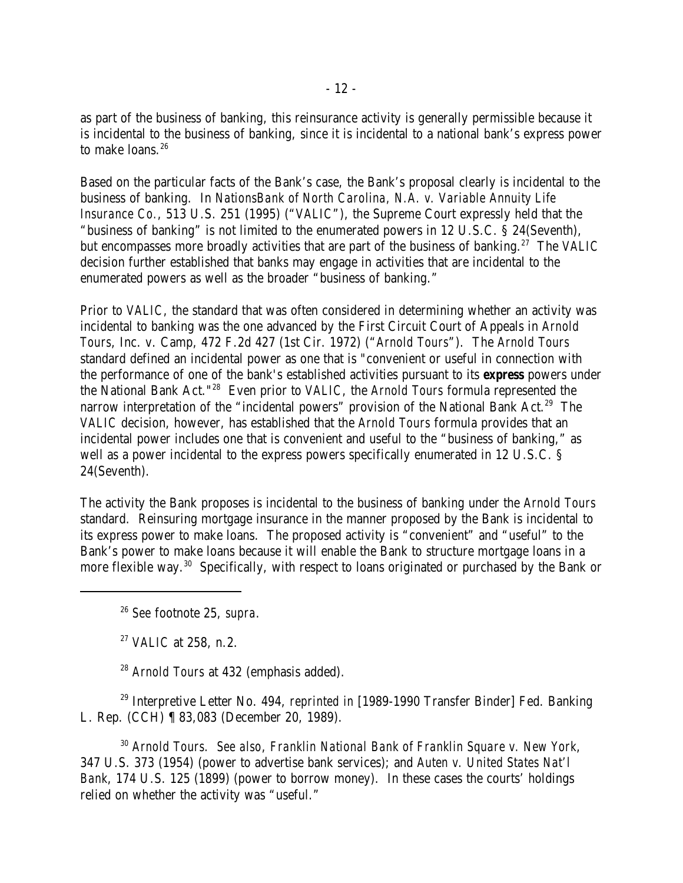as part of the business of banking, this reinsurance activity is generally permissible because it is incidental to the business of banking, since it is incidental to a national bank's express power to make loans.[26]

Based on the particular facts of the Bank's case, the Bank's proposal clearly is incidental to the business of banking. In *NationsBank of North Carolina, N.A. v. Variable Annuity Life Insurance Co.*, 513 U.S. 251 (1995) ("*VALIC*"), the Supreme Court expressly held that the "business of banking" is not limited to the enumerated powers in 12 U.S.C. § 24(Seventh), but encompasses more broadly activities that are part of the business of banking.[27] The *VALIC* decision further established that banks may engage in activities that are incidental to the enumerated powers as well as the broader "business of banking."

Prior to *VALIC*, the standard that was often considered in determining whether an activity was incidental to banking was the one advanced by the First Circuit Court of Appeals in *Arnold Tours*, Inc. v. Camp, 472 F.2d 427 (1st Cir. 1972) ("*Arnold Tours*"). The *Arnold Tours* standard defined an incidental power as one that is "convenient or useful in connection with the performance of one of the bank's established activities pursuant to its **express** powers under the National Bank Act."[28] Even prior to *VALIC*, the *Arnold Tours* formula represented the narrow interpretation of the "incidental powers" provision of the National Bank Act.[29] The *VALIC* decision, however, has established that the *Arnold Tours* formula provides that an incidental power includes one that is convenient and useful to the "business of banking," as well as a power incidental to the express powers specifically enumerated in 12 U.S.C. § 24(Seventh).

The activity the Bank proposes is incidental to the business of banking under the *Arnold Tours* standard. Reinsuring mortgage insurance in the manner proposed by the Bank is incidental to its express power to make loans. The proposed activity is "convenient" and "useful" to the Bank's power to make loans because it will enable the Bank to structure mortgage loans in a more flexible way.[30] Specifically, with respect to loans originated or purchased by the Bank or

---

[26] *See* footnote 25, *supra*.

[27] *VALIC* at 258, n.2.

[28] *Arnold Tours* at 432 (emphasis added).

[29] Interpretive Letter No. 494, *reprinted in* [1989-1990 Transfer Binder] Fed. Banking L. Rep. (CCH) ¶ 83,083 (December 20, 1989).

[30] *Arnold Tours*. *See also*, *Franklin National Bank of Franklin Square v. New York*, 347 U.S. 373 (1954) (power to advertise bank services); and *Auten v. United States Nat'l Bank*, 174 U.S. 125 (1899) (power to borrow money). In these cases the courts' holdings relied on whether the activity was "useful."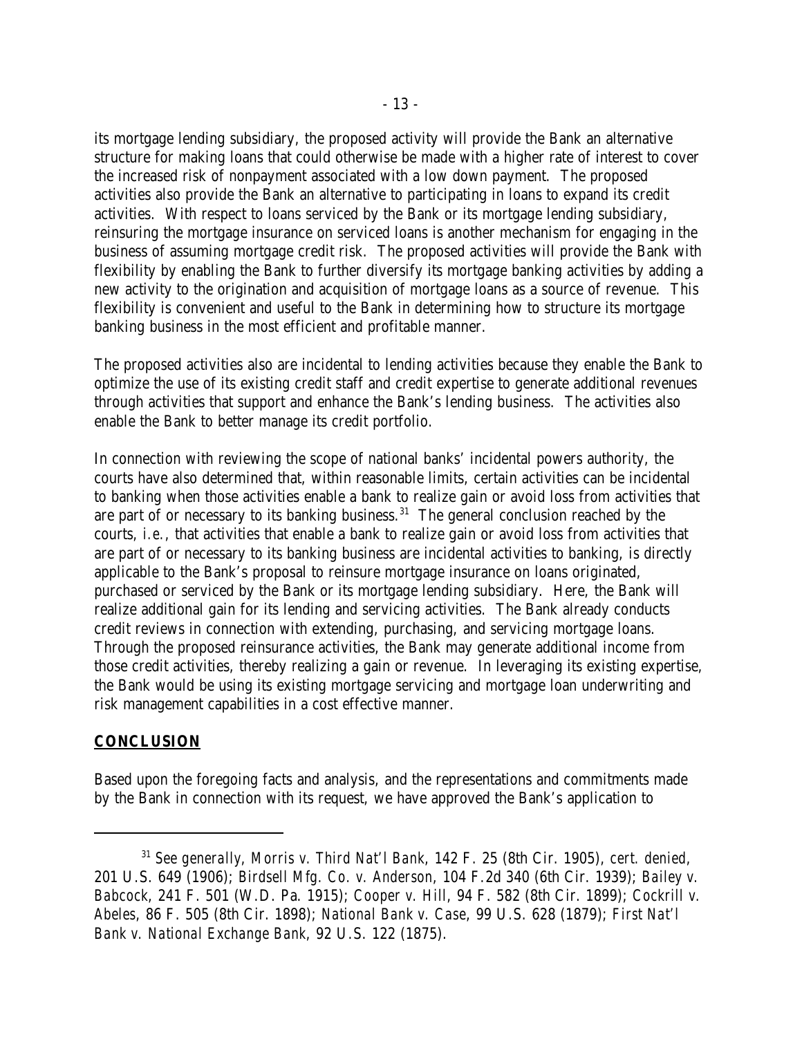its mortgage lending subsidiary, the proposed activity will provide the Bank an alternative structure for making loans that could otherwise be made with a higher rate of interest to cover the increased risk of nonpayment associated with a low down payment. The proposed activities also provide the Bank an alternative to participating in loans to expand its credit activities. With respect to loans serviced by the Bank or its mortgage lending subsidiary, reinsuring the mortgage insurance on serviced loans is another mechanism for engaging in the business of assuming mortgage credit risk. The proposed activities will provide the Bank with flexibility by enabling the Bank to further diversify its mortgage banking activities by adding a new activity to the origination and acquisition of mortgage loans as a source of revenue. This flexibility is convenient and useful to the Bank in determining how to structure its mortgage banking business in the most efficient and profitable manner.

The proposed activities also are incidental to lending activities because they enable the Bank to optimize the use of its existing credit staff and credit expertise to generate additional revenues through activities that support and enhance the Bank's lending business. The activities also enable the Bank to better manage its credit portfolio.

In connection with reviewing the scope of national banks' incidental powers authority, the courts have also determined that, within reasonable limits, certain activities can be incidental to banking when those activities enable a bank to realize gain or avoid loss from activities that are part of or necessary to its banking business.[31] The general conclusion reached by the courts, *i.e.*, that activities that enable a bank to realize gain or avoid loss from activities that are part of or necessary to its banking business are incidental activities to banking, is directly applicable to the Bank's proposal to reinsure mortgage insurance on loans originated, purchased or serviced by the Bank or its mortgage lending subsidiary. Here, the Bank will realize additional gain for its lending and servicing activities. The Bank already conducts credit reviews in connection with extending, purchasing, and servicing mortgage loans. Through the proposed reinsurance activities, the Bank may generate additional income from those credit activities, thereby realizing a gain or revenue. In leveraging its existing expertise, the Bank would be using its existing mortgage servicing and mortgage loan underwriting and risk management capabilities in a cost effective manner.

## **CONCLUSION**

Based upon the foregoing facts and analysis, and the representations and commitments made by the Bank in connection with its request, we have approved the Bank's application to

---

[31] *See generally*, *Morris v. Third Nat'l Bank*, 142 F. 25 (8th Cir. 1905), *cert. denied*, 201 U.S. 649 (1906); *Birdsell Mfg. Co. v. Anderson*, 104 F.2d 340 (6th Cir. 1939); *Bailey v. Babcock*, 241 F. 501 (W.D. Pa. 1915); *Cooper v. Hill*, 94 F. 582 (8th Cir. 1899); *Cockrill v. Abeles*, 86 F. 505 (8th Cir. 1898); *National Bank v. Case*, 99 U.S. 628 (1879); *First Nat'l Bank v. National Exchange Bank*, 92 U.S. 122 (1875).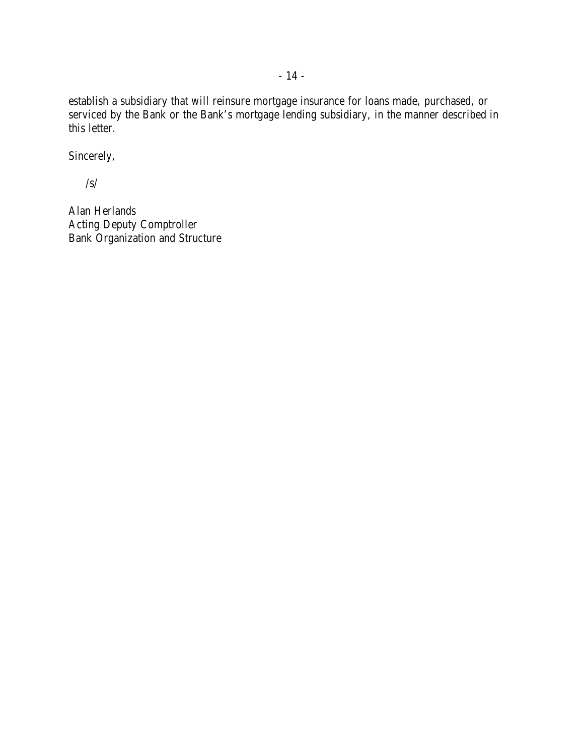establish a subsidiary that will reinsure mortgage insurance for loans made, purchased, or serviced by the Bank or the Bank's mortgage lending subsidiary, in the manner described in this letter.

Sincerely,

/s/

Alan Herlands
Acting Deputy Comptroller
Bank Organization and Structure